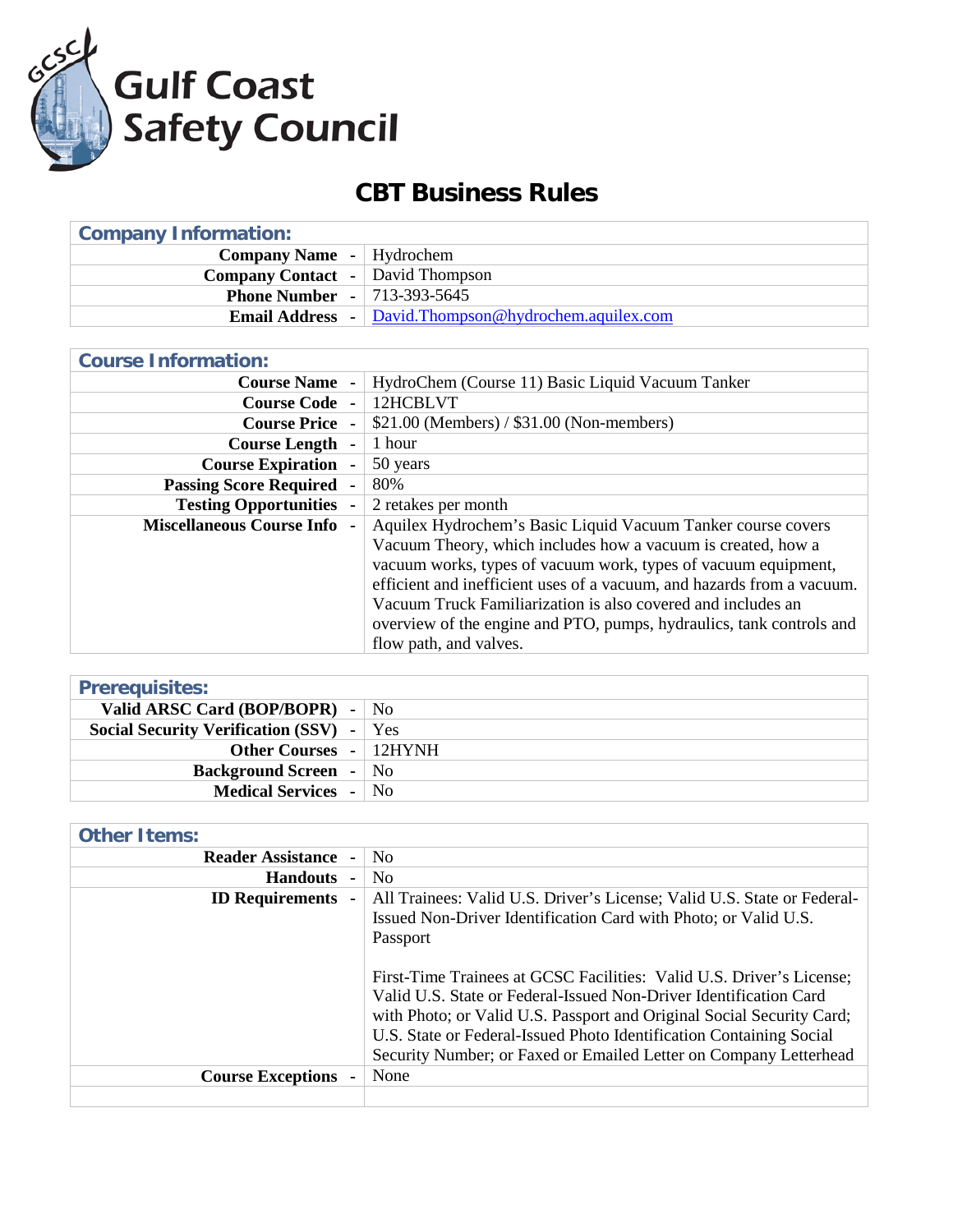Gulf Coast Safety Council

# CBT Business Rules

| Company Information: | |
|---|---|
| **Company Name** - | Hydrochem |
| **Company Contact** - | David Thompson |
| **Phone Number** - | 713-393-5645 |
| **Email Address** - | David.Thompson@hydrochem.aquilex.com |

| Course Information: | |
|---|---|
| **Course Name** - | HydroChem (Course 11) Basic Liquid Vacuum Tanker |
| **Course Code** - | 12HCBLVT |
| **Course Price** - | $21.00 (Members) / $31.00 (Non-members) |
| **Course Length** - | 1 hour |
| **Course Expiration** - | 50 years |
| **Passing Score Required** - | 80% |
| **Testing Opportunities** - | 2 retakes per month |
| **Miscellaneous Course Info** - | Aquilex Hydrochem's Basic Liquid Vacuum Tanker course covers Vacuum Theory, which includes how a vacuum is created, how a vacuum works, types of vacuum work, types of vacuum equipment, efficient and inefficient uses of a vacuum, and hazards from a vacuum. Vacuum Truck Familiarization is also covered and includes an overview of the engine and PTO, pumps, hydraulics, tank controls and flow path, and valves. |

| Prerequisites: | |
|---|---|
| **Valid ARSC Card (BOP/BOPR)** - | No |
| **Social Security Verification (SSV)** - | Yes |
| **Other Courses** - | 12HYNH |
| **Background Screen** - | No |
| **Medical Services** - | No |

| Other Items: | |
|---|---|
| **Reader Assistance** - | No |
| **Handouts** - | No |
| **ID Requirements** - | All Trainees: Valid U.S. Driver's License; Valid U.S. State or Federal-Issued Non-Driver Identification Card with Photo; or Valid U.S. Passport<br><br>First-Time Trainees at GCSC Facilities: Valid U.S. Driver's License; Valid U.S. State or Federal-Issued Non-Driver Identification Card with Photo; or Valid U.S. Passport and Original Social Security Card; U.S. State or Federal-Issued Photo Identification Containing Social Security Number; or Faxed or Emailed Letter on Company Letterhead |
| **Course Exceptions** - | None |
| | |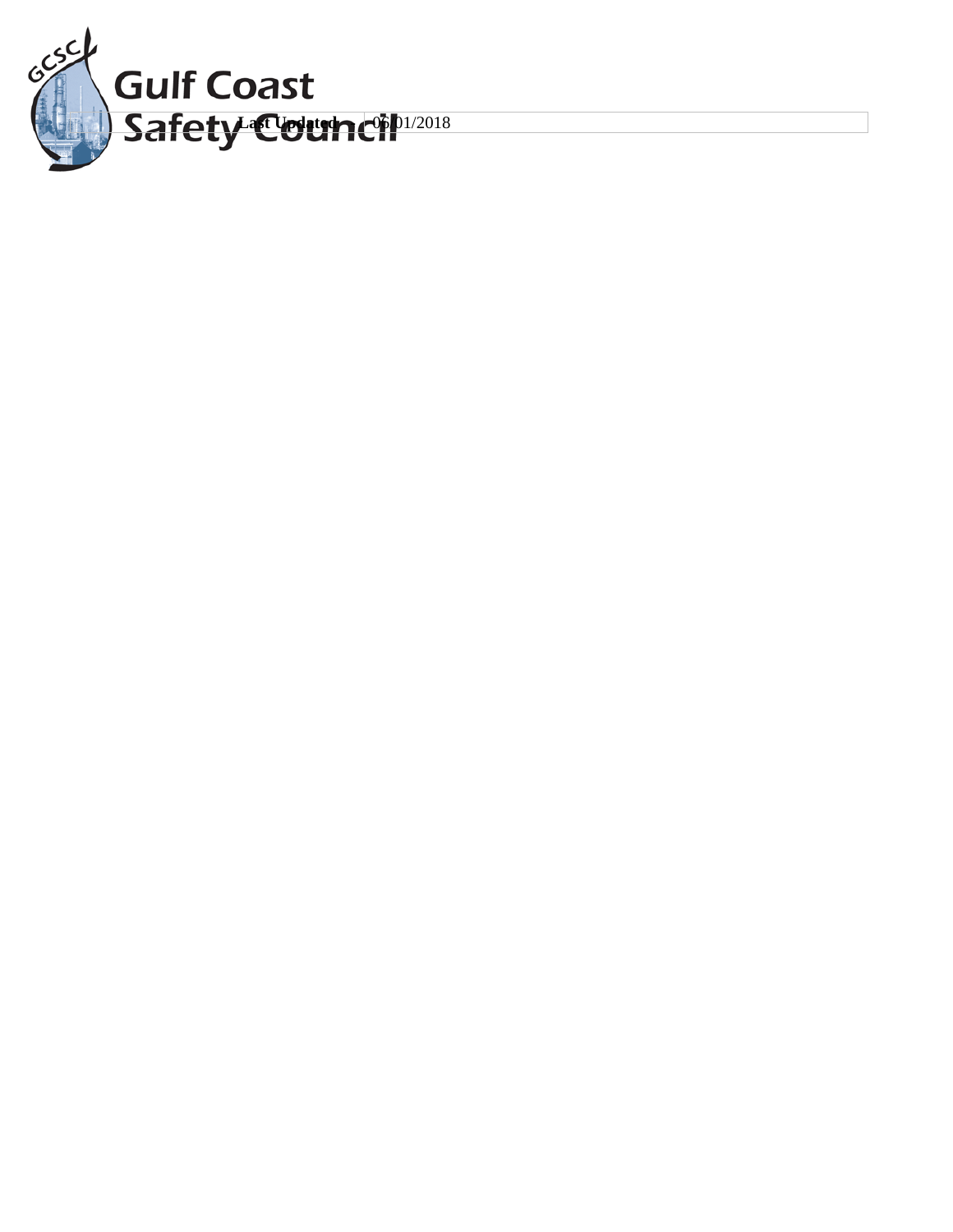| | |
|---|---|
| **Last Updated** | 06/01/2018 |